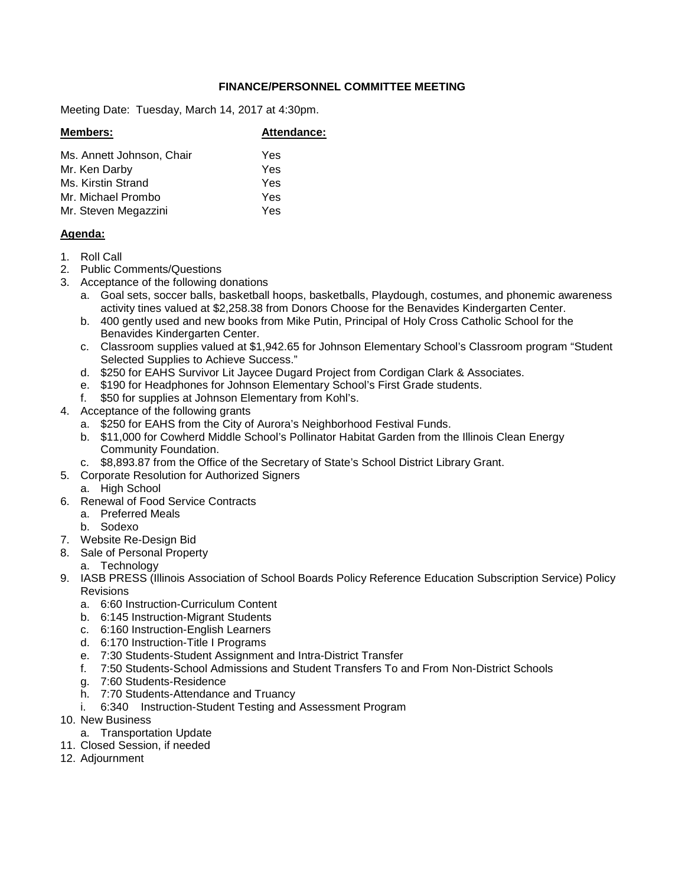# FINANCE/PERSONNEL COMMITTEE MEETING

Meeting Date: Tuesday, March 14, 2017 at 4:30pm.

| **Members:** | **Attendance:** |
| --- | --- |
| Ms. Annett Johnson, Chair | Yes |
| Mr. Ken Darby | Yes |
| Ms. Kirstin Strand | Yes |
| Mr. Michael Prombo | Yes |
| Mr. Steven Megazzini | Yes |

**Agenda:**

1. Roll Call
2. Public Comments/Questions
3. Acceptance of the following donations
   a. Goal sets, soccer balls, basketball hoops, basketballs, Playdough, costumes, and phonemic awareness activity tines valued at $2,258.38 from Donors Choose for the Benavides Kindergarten Center.
   b. 400 gently used and new books from Mike Putin, Principal of Holy Cross Catholic School for the Benavides Kindergarten Center.
   c. Classroom supplies valued at $1,942.65 for Johnson Elementary School's Classroom program "Student Selected Supplies to Achieve Success."
   d. $250 for EAHS Survivor Lit Jaycee Dugard Project from Cordigan Clark & Associates.
   e. $190 for Headphones for Johnson Elementary School's First Grade students.
   f. $50 for supplies at Johnson Elementary from Kohl's.
4. Acceptance of the following grants
   a. $250 for EAHS from the City of Aurora's Neighborhood Festival Funds.
   b. $11,000 for Cowherd Middle School's Pollinator Habitat Garden from the Illinois Clean Energy Community Foundation.
   c. $8,893.87 from the Office of the Secretary of State's School District Library Grant.
5. Corporate Resolution for Authorized Signers
   a. High School
6. Renewal of Food Service Contracts
   a. Preferred Meals
   b. Sodexo
7. Website Re-Design Bid
8. Sale of Personal Property
   a. Technology
9. IASB PRESS (Illinois Association of School Boards Policy Reference Education Subscription Service) Policy Revisions
   a. 6:60 Instruction-Curriculum Content
   b. 6:145 Instruction-Migrant Students
   c. 6:160 Instruction-English Learners
   d. 6:170 Instruction-Title I Programs
   e. 7:30 Students-Student Assignment and Intra-District Transfer
   f. 7:50 Students-School Admissions and Student Transfers To and From Non-District Schools
   g. 7:60 Students-Residence
   h. 7:70 Students-Attendance and Truancy
   i. 6:340 Instruction-Student Testing and Assessment Program
10. New Business
    a. Transportation Update
11. Closed Session, if needed
12. Adjournment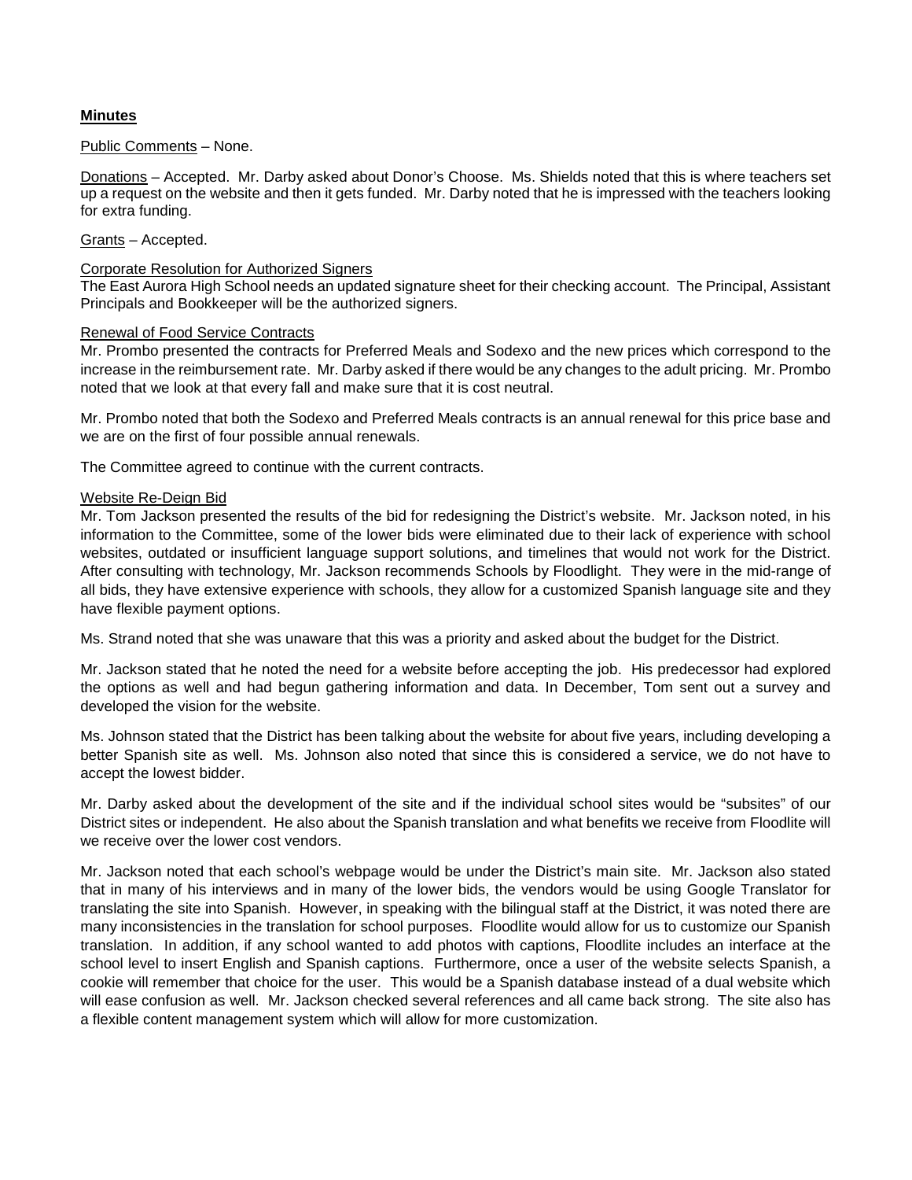**Minutes**

Public Comments – None.

Donations – Accepted. Mr. Darby asked about Donor's Choose. Ms. Shields noted that this is where teachers set up a request on the website and then it gets funded. Mr. Darby noted that he is impressed with the teachers looking for extra funding.

Grants – Accepted.

Corporate Resolution for Authorized Signers

The East Aurora High School needs an updated signature sheet for their checking account. The Principal, Assistant Principals and Bookkeeper will be the authorized signers.

Renewal of Food Service Contracts

Mr. Prombo presented the contracts for Preferred Meals and Sodexo and the new prices which correspond to the increase in the reimbursement rate. Mr. Darby asked if there would be any changes to the adult pricing. Mr. Prombo noted that we look at that every fall and make sure that it is cost neutral.

Mr. Prombo noted that both the Sodexo and Preferred Meals contracts is an annual renewal for this price base and we are on the first of four possible annual renewals.

The Committee agreed to continue with the current contracts.

Website Re-Deign Bid

Mr. Tom Jackson presented the results of the bid for redesigning the District's website. Mr. Jackson noted, in his information to the Committee, some of the lower bids were eliminated due to their lack of experience with school websites, outdated or insufficient language support solutions, and timelines that would not work for the District. After consulting with technology, Mr. Jackson recommends Schools by Floodlight. They were in the mid-range of all bids, they have extensive experience with schools, they allow for a customized Spanish language site and they have flexible payment options.

Ms. Strand noted that she was unaware that this was a priority and asked about the budget for the District.

Mr. Jackson stated that he noted the need for a website before accepting the job. His predecessor had explored the options as well and had begun gathering information and data. In December, Tom sent out a survey and developed the vision for the website.

Ms. Johnson stated that the District has been talking about the website for about five years, including developing a better Spanish site as well. Ms. Johnson also noted that since this is considered a service, we do not have to accept the lowest bidder.

Mr. Darby asked about the development of the site and if the individual school sites would be "subsites" of our District sites or independent. He also about the Spanish translation and what benefits we receive from Floodlite will we receive over the lower cost vendors.

Mr. Jackson noted that each school's webpage would be under the District's main site. Mr. Jackson also stated that in many of his interviews and in many of the lower bids, the vendors would be using Google Translator for translating the site into Spanish. However, in speaking with the bilingual staff at the District, it was noted there are many inconsistencies in the translation for school purposes. Floodlite would allow for us to customize our Spanish translation. In addition, if any school wanted to add photos with captions, Floodlite includes an interface at the school level to insert English and Spanish captions. Furthermore, once a user of the website selects Spanish, a cookie will remember that choice for the user. This would be a Spanish database instead of a dual website which will ease confusion as well. Mr. Jackson checked several references and all came back strong. The site also has a flexible content management system which will allow for more customization.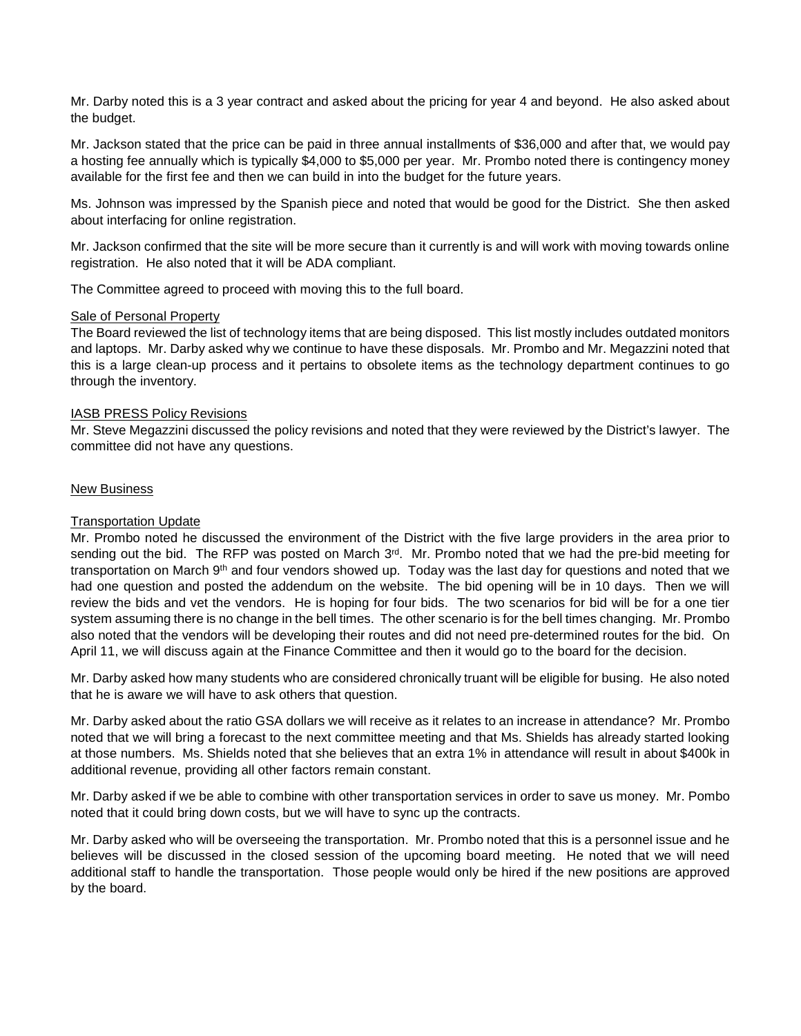Mr. Darby noted this is a 3 year contract and asked about the pricing for year 4 and beyond. He also asked about the budget.

Mr. Jackson stated that the price can be paid in three annual installments of $36,000 and after that, we would pay a hosting fee annually which is typically $4,000 to $5,000 per year. Mr. Prombo noted there is contingency money available for the first fee and then we can build in into the budget for the future years.

Ms. Johnson was impressed by the Spanish piece and noted that would be good for the District. She then asked about interfacing for online registration.

Mr. Jackson confirmed that the site will be more secure than it currently is and will work with moving towards online registration. He also noted that it will be ADA compliant.

The Committee agreed to proceed with moving this to the full board.

Sale of Personal Property

The Board reviewed the list of technology items that are being disposed. This list mostly includes outdated monitors and laptops. Mr. Darby asked why we continue to have these disposals. Mr. Prombo and Mr. Megazzini noted that this is a large clean-up process and it pertains to obsolete items as the technology department continues to go through the inventory.

IASB PRESS Policy Revisions

Mr. Steve Megazzini discussed the policy revisions and noted that they were reviewed by the District's lawyer. The committee did not have any questions.

New Business

Transportation Update

Mr. Prombo noted he discussed the environment of the District with the five large providers in the area prior to sending out the bid. The RFP was posted on March 3rd. Mr. Prombo noted that we had the pre-bid meeting for transportation on March 9th and four vendors showed up. Today was the last day for questions and noted that we had one question and posted the addendum on the website. The bid opening will be in 10 days. Then we will review the bids and vet the vendors. He is hoping for four bids. The two scenarios for bid will be for a one tier system assuming there is no change in the bell times. The other scenario is for the bell times changing. Mr. Prombo also noted that the vendors will be developing their routes and did not need pre-determined routes for the bid. On April 11, we will discuss again at the Finance Committee and then it would go to the board for the decision.

Mr. Darby asked how many students who are considered chronically truant will be eligible for busing. He also noted that he is aware we will have to ask others that question.

Mr. Darby asked about the ratio GSA dollars we will receive as it relates to an increase in attendance? Mr. Prombo noted that we will bring a forecast to the next committee meeting and that Ms. Shields has already started looking at those numbers. Ms. Shields noted that she believes that an extra 1% in attendance will result in about $400k in additional revenue, providing all other factors remain constant.

Mr. Darby asked if we be able to combine with other transportation services in order to save us money. Mr. Pombo noted that it could bring down costs, but we will have to sync up the contracts.

Mr. Darby asked who will be overseeing the transportation. Mr. Prombo noted that this is a personnel issue and he believes will be discussed in the closed session of the upcoming board meeting. He noted that we will need additional staff to handle the transportation. Those people would only be hired if the new positions are approved by the board.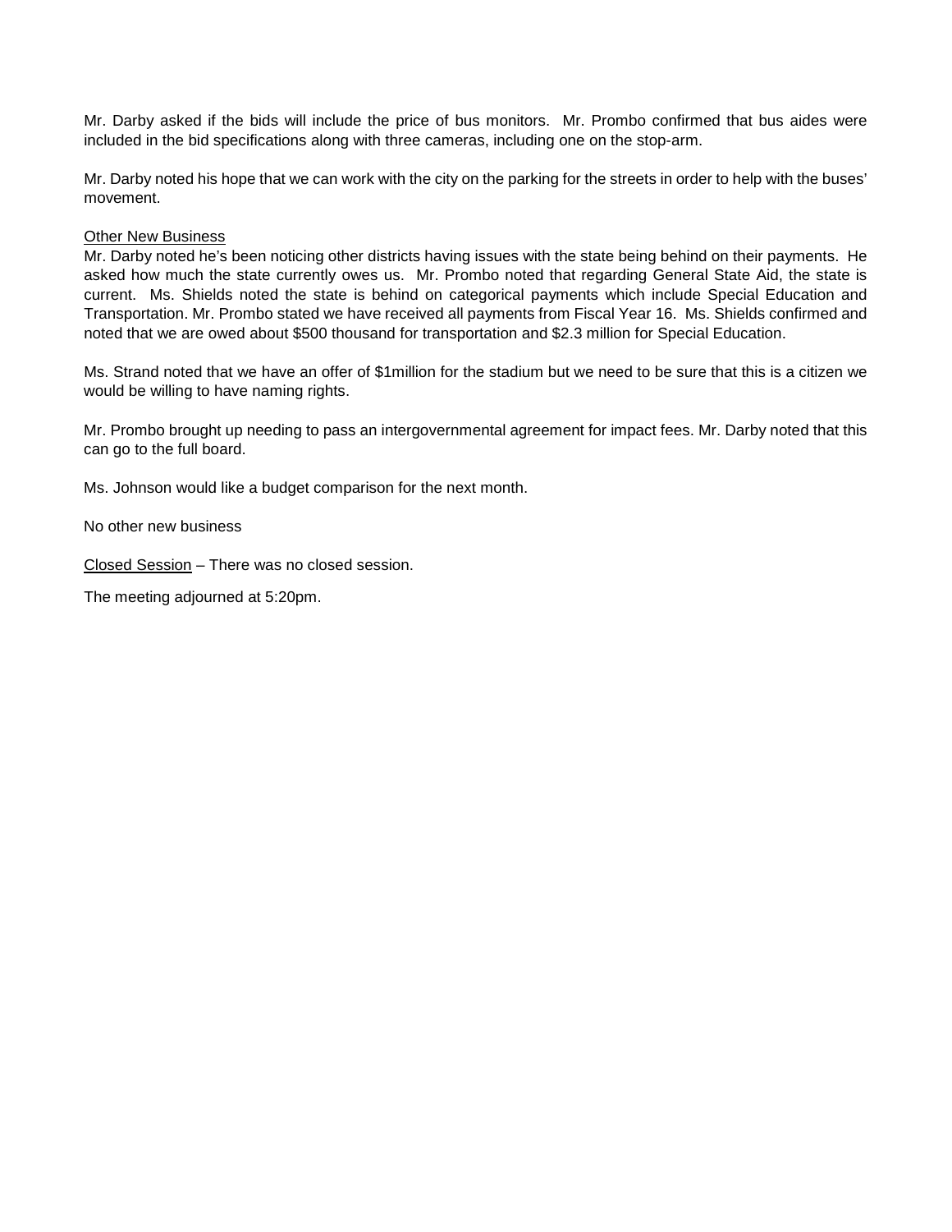Mr. Darby asked if the bids will include the price of bus monitors. Mr. Prombo confirmed that bus aides were included in the bid specifications along with three cameras, including one on the stop-arm.

Mr. Darby noted his hope that we can work with the city on the parking for the streets in order to help with the buses' movement.

<u>Other New Business</u>

Mr. Darby noted he's been noticing other districts having issues with the state being behind on their payments. He asked how much the state currently owes us. Mr. Prombo noted that regarding General State Aid, the state is current. Ms. Shields noted the state is behind on categorical payments which include Special Education and Transportation. Mr. Prombo stated we have received all payments from Fiscal Year 16. Ms. Shields confirmed and noted that we are owed about $500 thousand for transportation and $2.3 million for Special Education.

Ms. Strand noted that we have an offer of $1million for the stadium but we need to be sure that this is a citizen we would be willing to have naming rights.

Mr. Prombo brought up needing to pass an intergovernmental agreement for impact fees. Mr. Darby noted that this can go to the full board.

Ms. Johnson would like a budget comparison for the next month.

No other new business

<u>Closed Session</u> – There was no closed session.

The meeting adjourned at 5:20pm.